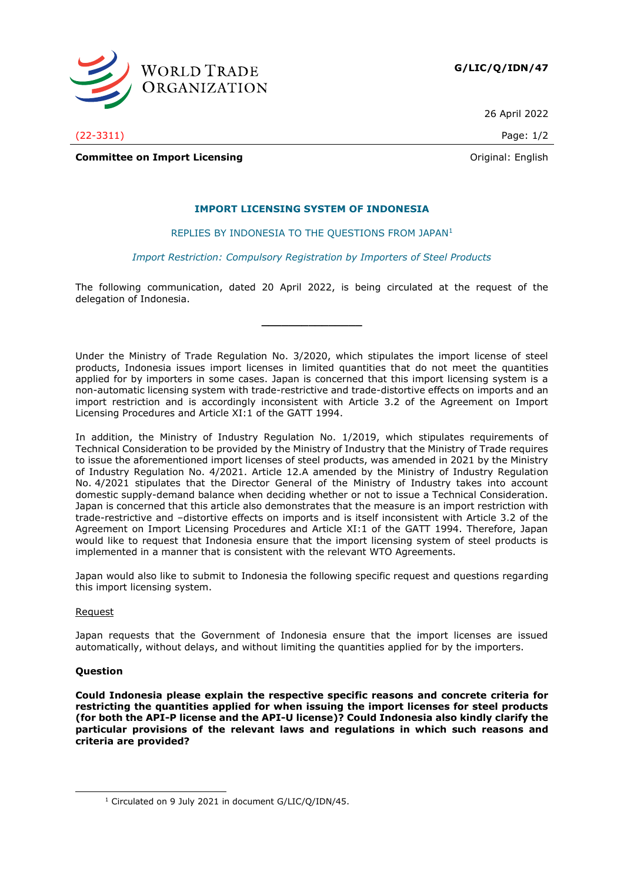**G/LIC/Q/IDN/47**

26 April 2022

(22-3311)

**Committee on Import Licensing**

Original: English

## IMPORT LICENSING SYSTEM OF INDONESIA

REPLIES BY INDONESIA TO THE QUESTIONS FROM JAPAN[1]

*Import Restriction: Compulsory Registration by Importers of Steel Products*

The following communication, dated 20 April 2022, is being circulated at the request of the delegation of Indonesia.

---

Under the Ministry of Trade Regulation No. 3/2020, which stipulates the import license of steel products, Indonesia issues import licenses in limited quantities that do not meet the quantities applied for by importers in some cases. Japan is concerned that this import licensing system is a non-automatic licensing system with trade-restrictive and trade-distortive effects on imports and an import restriction and is accordingly inconsistent with Article 3.2 of the Agreement on Import Licensing Procedures and Article XI:1 of the GATT 1994.

In addition, the Ministry of Industry Regulation No. 1/2019, which stipulates requirements of Technical Consideration to be provided by the Ministry of Industry that the Ministry of Trade requires to issue the aforementioned import licenses of steel products, was amended in 2021 by the Ministry of Industry Regulation No. 4/2021. Article 12.A amended by the Ministry of Industry Regulation No. 4/2021 stipulates that the Director General of the Ministry of Industry takes into account domestic supply-demand balance when deciding whether or not to issue a Technical Consideration. Japan is concerned that this article also demonstrates that the measure is an import restriction with trade-restrictive and –distortive effects on imports and is itself inconsistent with Article 3.2 of the Agreement on Import Licensing Procedures and Article XI:1 of the GATT 1994. Therefore, Japan would like to request that Indonesia ensure that the import licensing system of steel products is implemented in a manner that is consistent with the relevant WTO Agreements.

Japan would also like to submit to Indonesia the following specific request and questions regarding this import licensing system.

Request

Japan requests that the Government of Indonesia ensure that the import licenses are issued automatically, without delays, and without limiting the quantities applied for by the importers.

**Question**

**Could Indonesia please explain the respective specific reasons and concrete criteria for restricting the quantities applied for when issuing the import licenses for steel products (for both the API-P license and the API-U license)? Could Indonesia also kindly clarify the particular provisions of the relevant laws and regulations in which such reasons and criteria are provided?**

---

[1] Circulated on 9 July 2021 in document G/LIC/Q/IDN/45.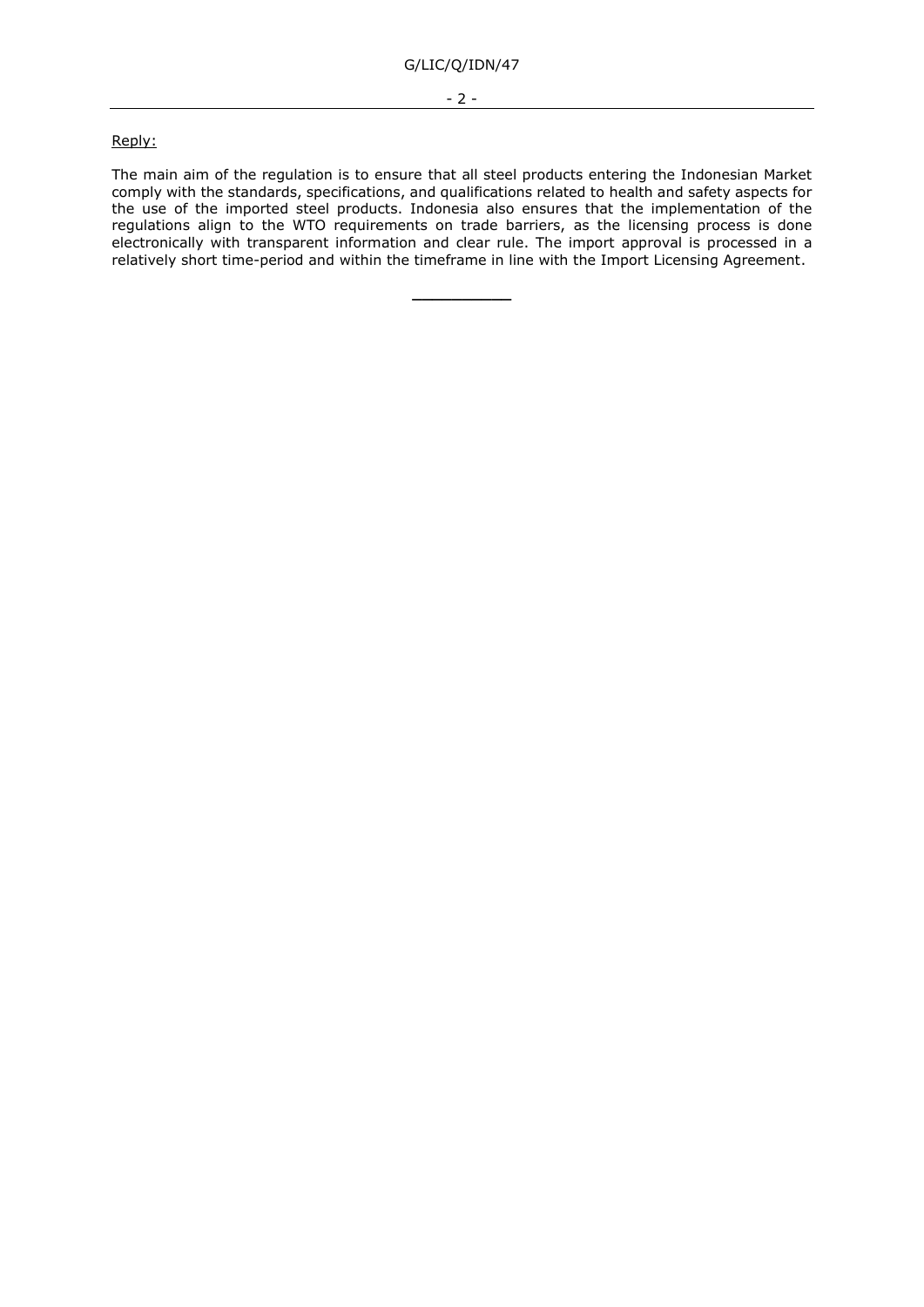Reply:

The main aim of the regulation is to ensure that all steel products entering the Indonesian Market comply with the standards, specifications, and qualifications related to health and safety aspects for the use of the imported steel products. Indonesia also ensures that the implementation of the regulations align to the WTO requirements on trade barriers, as the licensing process is done electronically with transparent information and clear rule. The import approval is processed in a relatively short time-period and within the timeframe in line with the Import Licensing Agreement.